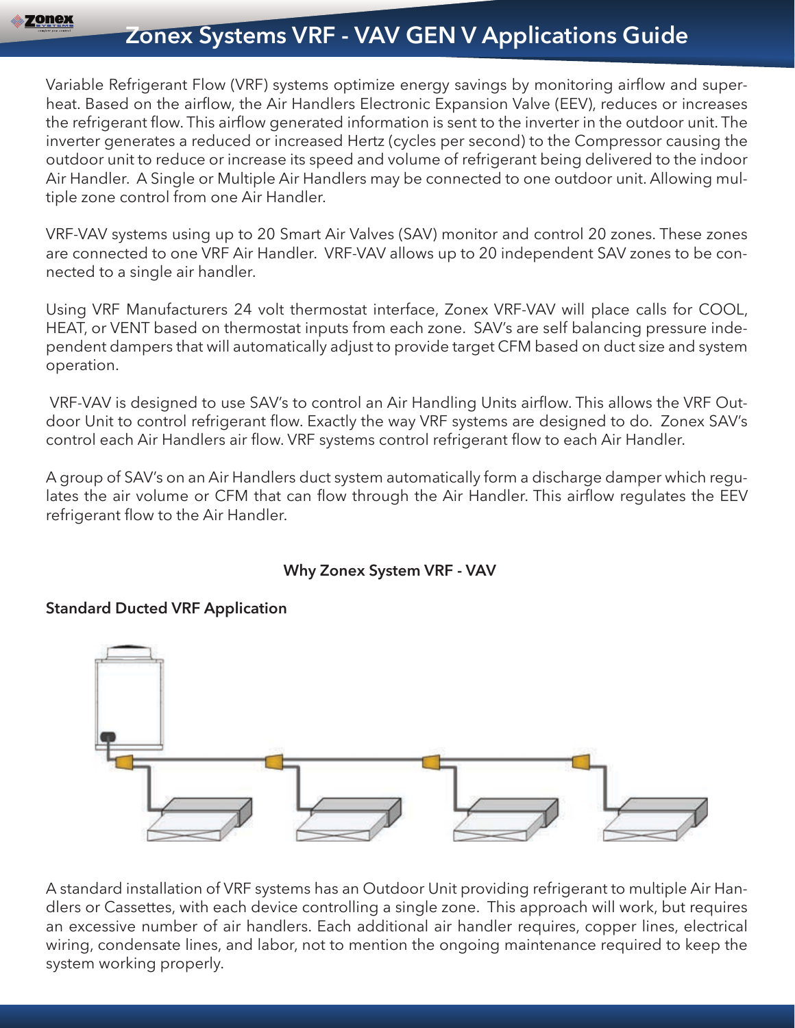# Zonex Systems VRF - VAV GEN V Applications Guide

Variable Refrigerant Flow (VRF) systems optimize energy savings by monitoring airflow and superheat. Based on the airflow, the Air Handlers Electronic Expansion Valve (EEV), reduces or increases the refrigerant flow. This airflow generated information is sent to the inverter in the outdoor unit. The inverter generates a reduced or increased Hertz (cycles per second) to the Compressor causing the outdoor unit to reduce or increase its speed and volume of refrigerant being delivered to the indoor Air Handler. A Single or Multiple Air Handlers may be connected to one outdoor unit. Allowing multiple zone control from one Air Handler.

VRF-VAV systems using up to 20 Smart Air Valves (SAV) monitor and control 20 zones. These zones are connected to one VRF Air Handler. VRF-VAV allows up to 20 independent SAV zones to be connected to a single air handler.

Using VRF Manufacturers 24 volt thermostat interface, Zonex VRF-VAV will place calls for COOL, HEAT, or VENT based on thermostat inputs from each zone. SAV's are self balancing pressure independent dampers that will automatically adjust to provide target CFM based on duct size and system operation.

VRF-VAV is designed to use SAV's to control an Air Handling Units airflow. This allows the VRF Outdoor Unit to control refrigerant flow. Exactly the way VRF systems are designed to do. Zonex SAV's control each Air Handlers air flow. VRF systems control refrigerant flow to each Air Handler.

A group of SAV's on an Air Handlers duct system automatically form a discharge damper which regulates the air volume or CFM that can flow through the Air Handler. This airflow regulates the EEV refrigerant flow to the Air Handler.

**Why Zonex System VRF - VAV**

**Standard Ducted VRF Application**

A standard installation of VRF systems has an Outdoor Unit providing refrigerant to multiple Air Handlers or Cassettes, with each device controlling a single zone. This approach will work, but requires an excessive number of air handlers. Each additional air handler requires, copper lines, electrical wiring, condensate lines, and labor, not to mention the ongoing maintenance required to keep the system working properly.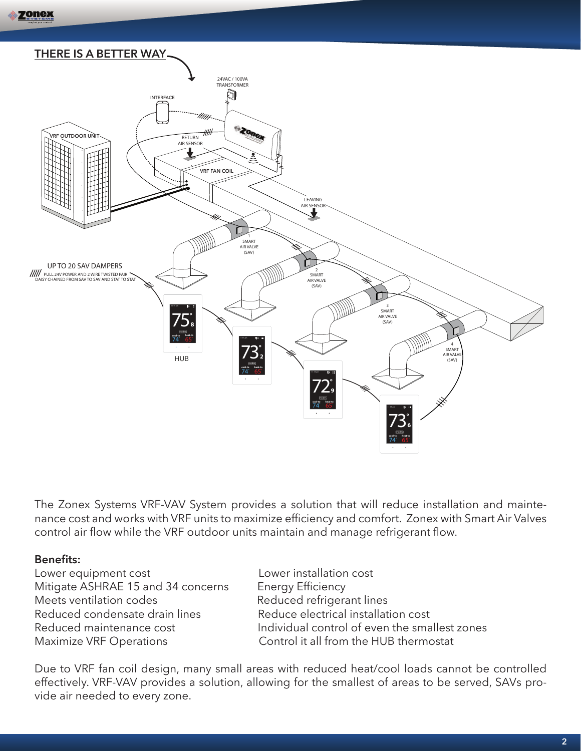## THERE IS A BETTER WAY

24VAC / 100VA TRANSFORMER

INTERFACE

VRF OUTDOOR UNIT

RETURN AIR SENSOR

VRF FAN COIL

LEAVING AIR SENSOR

1 SMART AIR VALVE (SAV)

2 SMART AIR VALVE (SAV)

3 SMART AIR VALVE (SAV)

4 SMART AIR VALVE (SAV)

UP TO 20 SAV DAMPERS

///// PULL 24V POWER AND 2 WIRE TWISTED PAIR DAISY CHAINED FROM SAV TO SAV AND STAT TO STAT

HUB

The Zonex Systems VRF-VAV System provides a solution that will reduce installation and maintenance cost and works with VRF units to maximize efficiency and comfort. Zonex with Smart Air Valves control air flow while the VRF outdoor units maintain and manage refrigerant flow.

**Benefits:**

- Lower equipment cost
- Mitigate ASHRAE 15 and 34 concerns
- Meets ventilation codes
- Reduced condensate drain lines
- Reduced maintenance cost
- Maximize VRF Operations
- Lower installation cost
- Energy Efficiency
- Reduced refrigerant lines
- Reduce electrical installation cost
- Individual control of even the smallest zones
- Control it all from the HUB thermostat

Due to VRF fan coil design, many small areas with reduced heat/cool loads cannot be controlled effectively. VRF-VAV provides a solution, allowing for the smallest of areas to be served, SAVs provide air needed to every zone.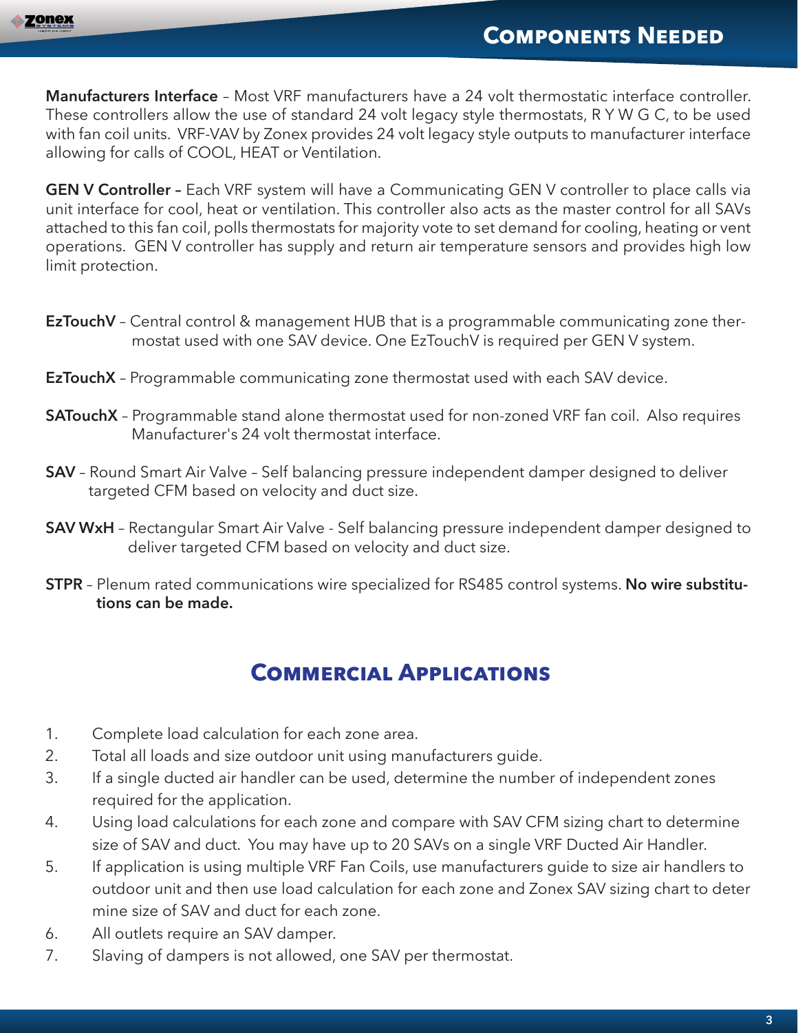## Components Needed

**Manufacturers Interface** – Most VRF manufacturers have a 24 volt thermostatic interface controller. These controllers allow the use of standard 24 volt legacy style thermostats, R Y W G C, to be used with fan coil units. VRF-VAV by Zonex provides 24 volt legacy style outputs to manufacturer interface allowing for calls of COOL, HEAT or Ventilation.

**GEN V Controller –** Each VRF system will have a Communicating GEN V controller to place calls via unit interface for cool, heat or ventilation. This controller also acts as the master control for all SAVs attached to this fan coil, polls thermostats for majority vote to set demand for cooling, heating or vent operations. GEN V controller has supply and return air temperature sensors and provides high low limit protection.

**EzTouchV** – Central control & management HUB that is a programmable communicating zone thermostat used with one SAV device. One EzTouchV is required per GEN V system.

**EzTouchX** – Programmable communicating zone thermostat used with each SAV device.

**SATouchX** – Programmable stand alone thermostat used for non-zoned VRF fan coil. Also requires Manufacturer's 24 volt thermostat interface.

**SAV** – Round Smart Air Valve – Self balancing pressure independent damper designed to deliver targeted CFM based on velocity and duct size.

**SAV WxH** – Rectangular Smart Air Valve - Self balancing pressure independent damper designed to deliver targeted CFM based on velocity and duct size.

**STPR** – Plenum rated communications wire specialized for RS485 control systems. **No wire substitutions can be made.**

## Commercial Applications

1. Complete load calculation for each zone area.
2. Total all loads and size outdoor unit using manufacturers guide.
3. If a single ducted air handler can be used, determine the number of independent zones required for the application.
4. Using load calculations for each zone and compare with SAV CFM sizing chart to determine size of SAV and duct. You may have up to 20 SAVs on a single VRF Ducted Air Handler.
5. If application is using multiple VRF Fan Coils, use manufacturers guide to size air handlers to outdoor unit and then use load calculation for each zone and Zonex SAV sizing chart to determine size of SAV and duct for each zone.
6. All outlets require an SAV damper.
7. Slaving of dampers is not allowed, one SAV per thermostat.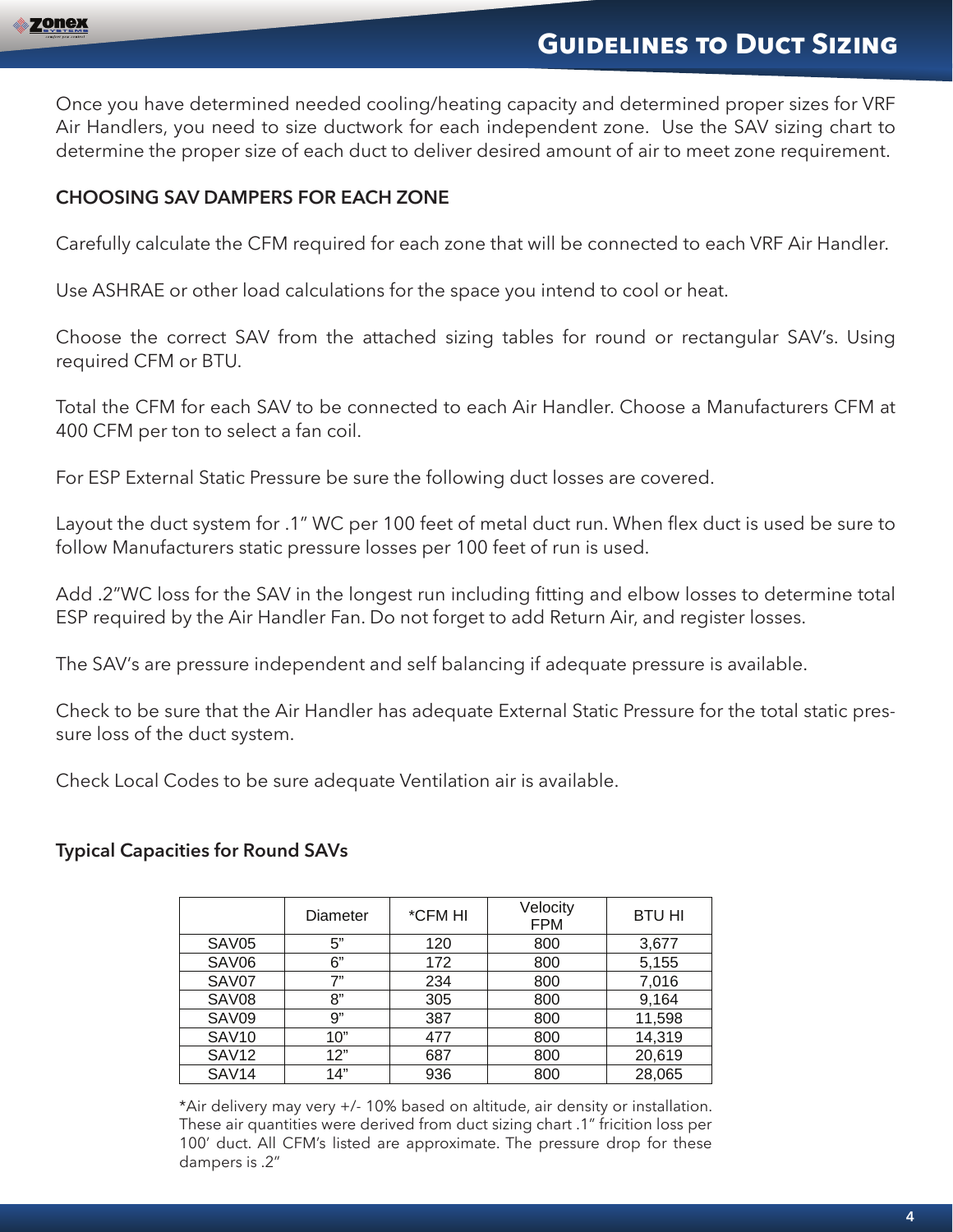# Guidelines to Duct Sizing

Once you have determined needed cooling/heating capacity and determined proper sizes for VRF Air Handlers, you need to size ductwork for each independent zone. Use the SAV sizing chart to determine the proper size of each duct to deliver desired amount of air to meet zone requirement.

## CHOOSING SAV DAMPERS FOR EACH ZONE

Carefully calculate the CFM required for each zone that will be connected to each VRF Air Handler.

Use ASHRAE or other load calculations for the space you intend to cool or heat.

Choose the correct SAV from the attached sizing tables for round or rectangular SAV's. Using required CFM or BTU.

Total the CFM for each SAV to be connected to each Air Handler. Choose a Manufacturers CFM at 400 CFM per ton to select a fan coil.

For ESP External Static Pressure be sure the following duct losses are covered.

Layout the duct system for .1" WC per 100 feet of metal duct run. When flex duct is used be sure to follow Manufacturers static pressure losses per 100 feet of run is used.

Add .2"WC loss for the SAV in the longest run including fitting and elbow losses to determine total ESP required by the Air Handler Fan. Do not forget to add Return Air, and register losses.

The SAV's are pressure independent and self balancing if adequate pressure is available.

Check to be sure that the Air Handler has adequate External Static Pressure for the total static pressure loss of the duct system.

Check Local Codes to be sure adequate Ventilation air is available.

### Typical Capacities for Round SAVs

| | Diameter | *CFM HI | Velocity FPM | BTU HI |
|---|---|---|---|---|
| SAV05 | 5" | 120 | 800 | 3,677 |
| SAV06 | 6" | 172 | 800 | 5,155 |
| SAV07 | 7" | 234 | 800 | 7,016 |
| SAV08 | 8" | 305 | 800 | 9,164 |
| SAV09 | 9" | 387 | 800 | 11,598 |
| SAV10 | 10" | 477 | 800 | 14,319 |
| SAV12 | 12" | 687 | 800 | 20,619 |
| SAV14 | 14" | 936 | 800 | 28,065 |

*Air delivery may very +/- 10% based on altitude, air density or installation. These air quantities were derived from duct sizing chart .1" fricition loss per 100' duct. All CFM's listed are approximate. The pressure drop for these dampers is .2"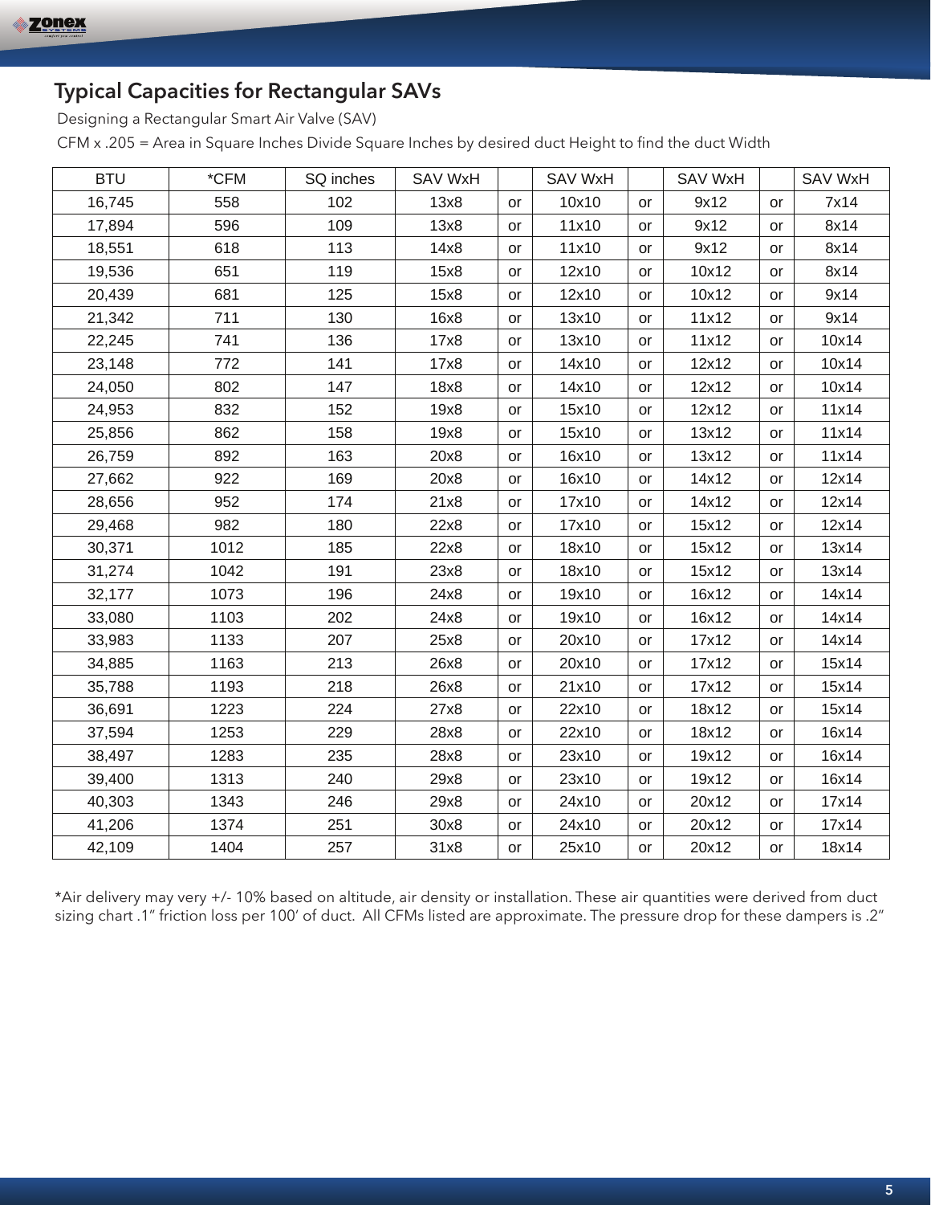## Typical Capacities for Rectangular SAVs

Designing a Rectangular Smart Air Valve (SAV)

CFM x .205 = Area in Square Inches Divide Square Inches by desired duct Height to find the duct Width

| BTU | *CFM | SQ inches | SAV WxH | | SAV WxH | | SAV WxH | | SAV WxH |
|---|---|---|---|---|---|---|---|---|---|
| 16,745 | 558 | 102 | 13x8 | or | 10x10 | or | 9x12 | or | 7x14 |
| 17,894 | 596 | 109 | 13x8 | or | 11x10 | or | 9x12 | or | 8x14 |
| 18,551 | 618 | 113 | 14x8 | or | 11x10 | or | 9x12 | or | 8x14 |
| 19,536 | 651 | 119 | 15x8 | or | 12x10 | or | 10x12 | or | 8x14 |
| 20,439 | 681 | 125 | 15x8 | or | 12x10 | or | 10x12 | or | 9x14 |
| 21,342 | 711 | 130 | 16x8 | or | 13x10 | or | 11x12 | or | 9x14 |
| 22,245 | 741 | 136 | 17x8 | or | 13x10 | or | 11x12 | or | 10x14 |
| 23,148 | 772 | 141 | 17x8 | or | 14x10 | or | 12x12 | or | 10x14 |
| 24,050 | 802 | 147 | 18x8 | or | 14x10 | or | 12x12 | or | 10x14 |
| 24,953 | 832 | 152 | 19x8 | or | 15x10 | or | 12x12 | or | 11x14 |
| 25,856 | 862 | 158 | 19x8 | or | 15x10 | or | 13x12 | or | 11x14 |
| 26,759 | 892 | 163 | 20x8 | or | 16x10 | or | 13x12 | or | 11x14 |
| 27,662 | 922 | 169 | 20x8 | or | 16x10 | or | 14x12 | or | 12x14 |
| 28,656 | 952 | 174 | 21x8 | or | 17x10 | or | 14x12 | or | 12x14 |
| 29,468 | 982 | 180 | 22x8 | or | 17x10 | or | 15x12 | or | 12x14 |
| 30,371 | 1012 | 185 | 22x8 | or | 18x10 | or | 15x12 | or | 13x14 |
| 31,274 | 1042 | 191 | 23x8 | or | 18x10 | or | 15x12 | or | 13x14 |
| 32,177 | 1073 | 196 | 24x8 | or | 19x10 | or | 16x12 | or | 14x14 |
| 33,080 | 1103 | 202 | 24x8 | or | 19x10 | or | 16x12 | or | 14x14 |
| 33,983 | 1133 | 207 | 25x8 | or | 20x10 | or | 17x12 | or | 14x14 |
| 34,885 | 1163 | 213 | 26x8 | or | 20x10 | or | 17x12 | or | 15x14 |
| 35,788 | 1193 | 218 | 26x8 | or | 21x10 | or | 17x12 | or | 15x14 |
| 36,691 | 1223 | 224 | 27x8 | or | 22x10 | or | 18x12 | or | 15x14 |
| 37,594 | 1253 | 229 | 28x8 | or | 22x10 | or | 18x12 | or | 16x14 |
| 38,497 | 1283 | 235 | 28x8 | or | 23x10 | or | 19x12 | or | 16x14 |
| 39,400 | 1313 | 240 | 29x8 | or | 23x10 | or | 19x12 | or | 16x14 |
| 40,303 | 1343 | 246 | 29x8 | or | 24x10 | or | 20x12 | or | 17x14 |
| 41,206 | 1374 | 251 | 30x8 | or | 24x10 | or | 20x12 | or | 17x14 |
| 42,109 | 1404 | 257 | 31x8 | or | 25x10 | or | 20x12 | or | 18x14 |

*Air delivery may very +/- 10% based on altitude, air density or installation. These air quantities were derived from duct sizing chart .1" friction loss per 100' of duct. All CFMs listed are approximate. The pressure drop for these dampers is .2"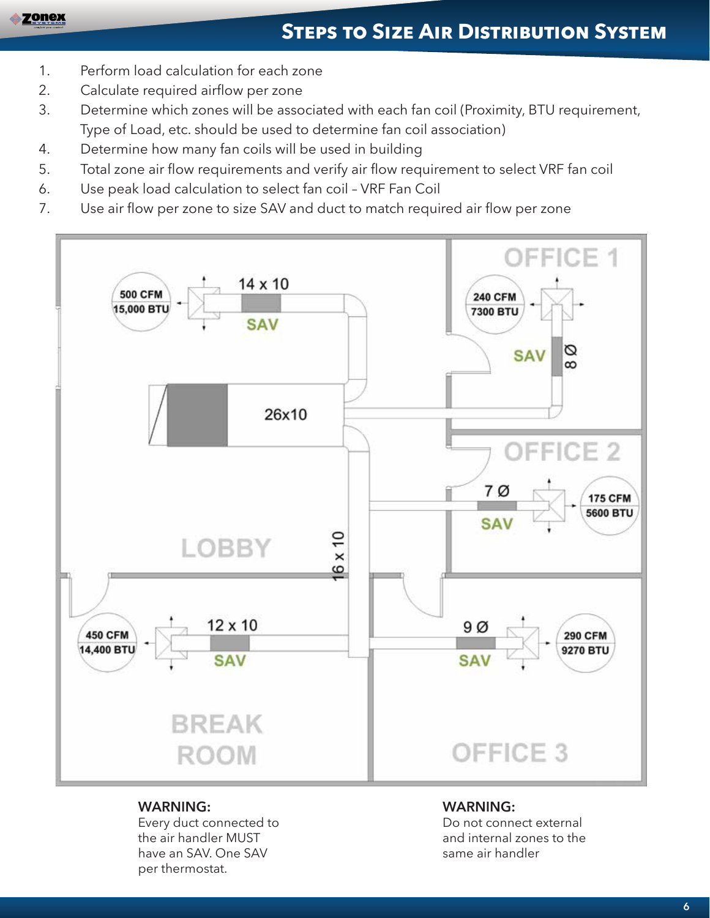# Steps to Size Air Distribution System

1. Perform load calculation for each zone
2. Calculate required airflow per zone
3. Determine which zones will be associated with each fan coil (Proximity, BTU requirement, Type of Load, etc. should be used to determine fan coil association)
4. Determine how many fan coils will be used in building
5. Total zone air flow requirements and verify air flow requirement to select VRF fan coil
6. Use peak load calculation to select fan coil – VRF Fan Coil
7. Use air flow per zone to size SAV and duct to match required air flow per zone

OFFICE 1

500 CFM
15,000 BTU

14 x 10

SAV

240 CFM
7300 BTU

SAV

8 Ø

26x10

OFFICE 2

7 Ø

SAV

175 CFM
5600 BTU

LOBBY

16 x 10

450 CFM
14,400 BTU

12 x 10

SAV

9 Ø

SAV

290 CFM
9270 BTU

BREAK ROOM

OFFICE 3

**WARNING:**
Every duct connected to the air handler MUST have an SAV. One SAV per thermostat.

**WARNING:**
Do not connect external and internal zones to the same air handler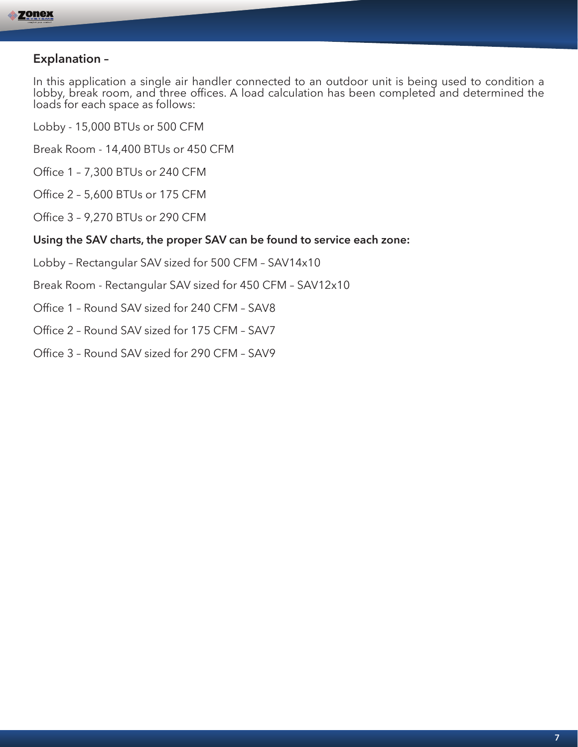## Explanation –

In this application a single air handler connected to an outdoor unit is being used to condition a lobby, break room, and three offices. A load calculation has been completed and determined the loads for each space as follows:

Lobby - 15,000 BTUs or 500 CFM

Break Room - 14,400 BTUs or 450 CFM

Office 1 – 7,300 BTUs or 240 CFM

Office 2 – 5,600 BTUs or 175 CFM

Office 3 – 9,270 BTUs or 290 CFM

**Using the SAV charts, the proper SAV can be found to service each zone:**

Lobby – Rectangular SAV sized for 500 CFM – SAV14x10

Break Room - Rectangular SAV sized for 450 CFM – SAV12x10

Office 1 – Round SAV sized for 240 CFM – SAV8

Office 2 – Round SAV sized for 175 CFM – SAV7

Office 3 – Round SAV sized for 290 CFM – SAV9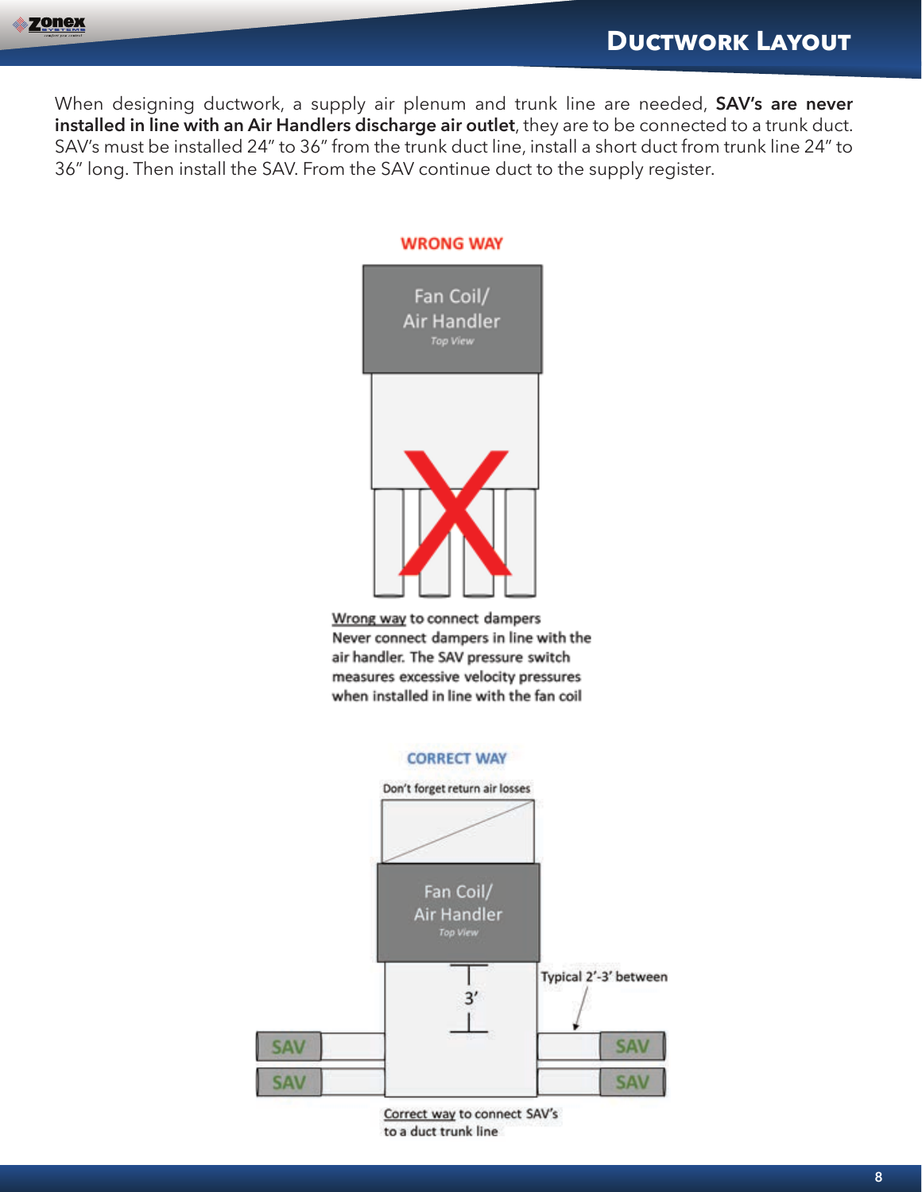# Ductwork Layout

When designing ductwork, a supply air plenum and trunk line are needed, **SAV's are never installed in line with an Air Handlers discharge air outlet**, they are to be connected to a trunk duct. SAV's must be installed 24" to 36" from the trunk duct line, install a short duct from trunk line 24" to 36" long. Then install the SAV. From the SAV continue duct to the supply register.

**WRONG WAY**

Fan Coil/
Air Handler
*Top View*

Wrong way to connect dampers
Never connect dampers in line with the air handler. The SAV pressure switch measures excessive velocity pressures when installed in line with the fan coil

**CORRECT WAY**

Don't forget return air losses

Fan Coil/
Air Handler
*Top View*

3'

Typical 2'-3' between

SAV SAV SAV SAV

Correct way to connect SAV's to a duct trunk line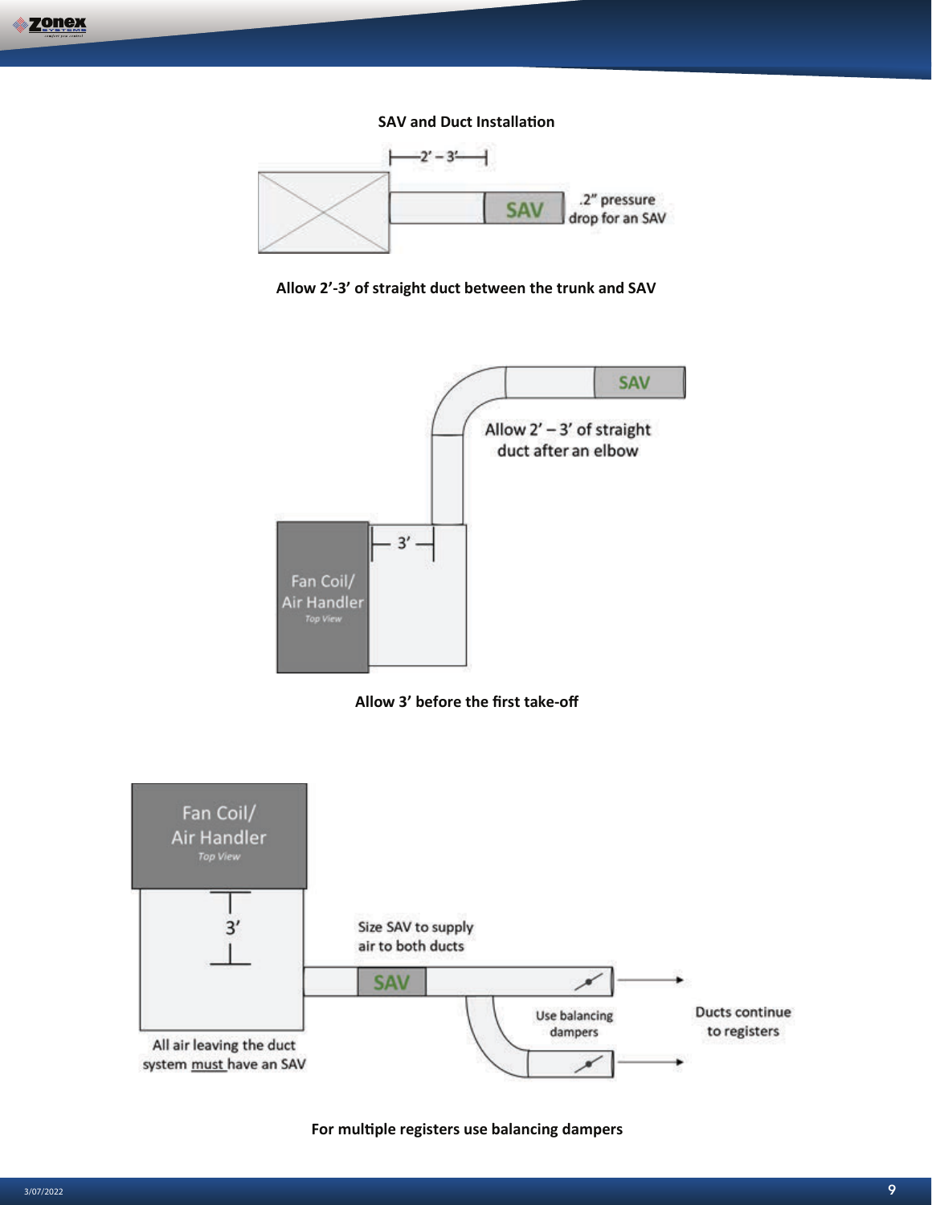## SAV and Duct Installation

2' – 3'

SAV

.2" pressure drop for an SAV

**Allow 2'-3' of straight duct between the trunk and SAV**

SAV

Allow 2' – 3' of straight duct after an elbow

Fan Coil/ Air Handler *Top View*

3'

**Allow 3' before the first take-off**

Fan Coil/ Air Handler *Top View*

3'

Size SAV to supply air to both ducts

SAV

Use balancing dampers

Ducts continue to registers

All air leaving the duct system must have an SAV

**For multiple registers use balancing dampers**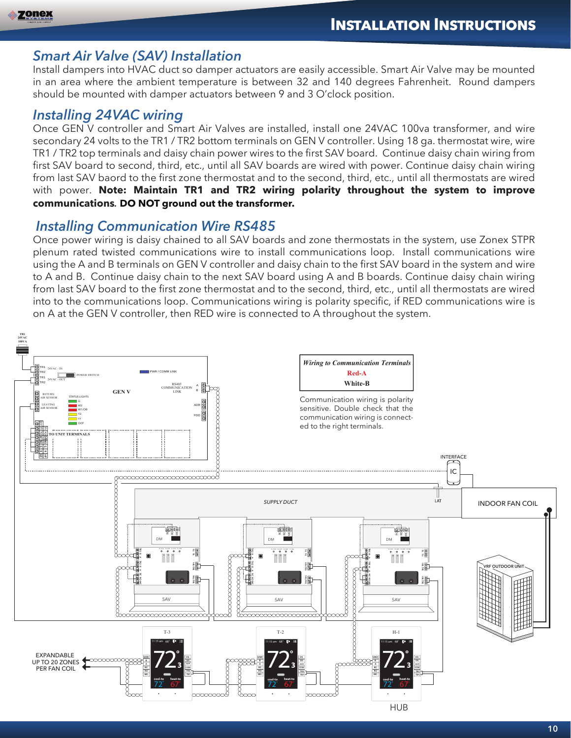## Smart Air Valve (SAV) Installation

Install dampers into HVAC duct so damper actuators are easily accessible. Smart Air Valve may be mounted in an area where the ambient temperature is between 32 and 140 degrees Fahrenheit. Round dampers should be mounted with damper actuators between 9 and 3 O'clock position.

## Installing 24VAC wiring

Once GEN V controller and Smart Air Valves are installed, install one 24VAC 100va transformer, and wire secondary 24 volts to the TR1 / TR2 bottom terminals on GEN V controller. Using 18 ga. thermostat wire, wire TR1 / TR2 top terminals and daisy chain power wires to the first SAV board. Continue daisy chain wiring from first SAV board to second, third, etc., until all SAV boards are wired with power. Continue daisy chain wiring from last SAV baord to the first zone thermostat and to the second, third, etc., until all thermostats are wired with power. **Note: Maintain TR1 and TR2 wiring polarity throughout the system to improve communications. DO NOT ground out the transformer.**

## Installing Communication Wire RS485

Once power wiring is daisy chained to all SAV boards and zone thermostats in the system, use Zonex STPR plenum rated twisted communications wire to install communications loop. Install communications wire using the A and B terminals on GEN V controller and daisy chain to the first SAV board in the system and wire to A and B. Continue daisy chain to the next SAV board using A and B boards. Continue daisy chain wiring from last SAV board to the first zone thermostat and to the second, third, etc., until all thermostats are wired into to the communications loop. Communications wiring is polarity specific, if RED communications wire is on A at the GEN V controller, then RED wire is connected to A throughout the system.

*Wiring to Communication Terminals*
Red-A
White-B

Communication wiring is polarity sensitive. Double check that the communication wiring is connected to the right terminals.

TR1 24VAC 100VA

GEN V: TR1, TR2 24VAC - IN; TR1, TR2 24VAC - OUT; POWER SWITCH; PWR / COMM LINK; RS485 COMMUNICATION LINK A B; RETURN AIR SENSOR; LEAVING AIR SENSOR; STATUS LIGHTS G, W2, W1/OB, Y2, Y1, OCP; ADR; FDD; TO UNIT TERMINALS

INTERFACE IC

SUPPLY DUCT — LAT — INDOOR FAN COIL

DM — SAV (×3)

VRF OUTDOOR UNIT

T-3 — T-2 — H-1 — HUB

EXPANDABLE UP TO 20 ZONES PER FAN COIL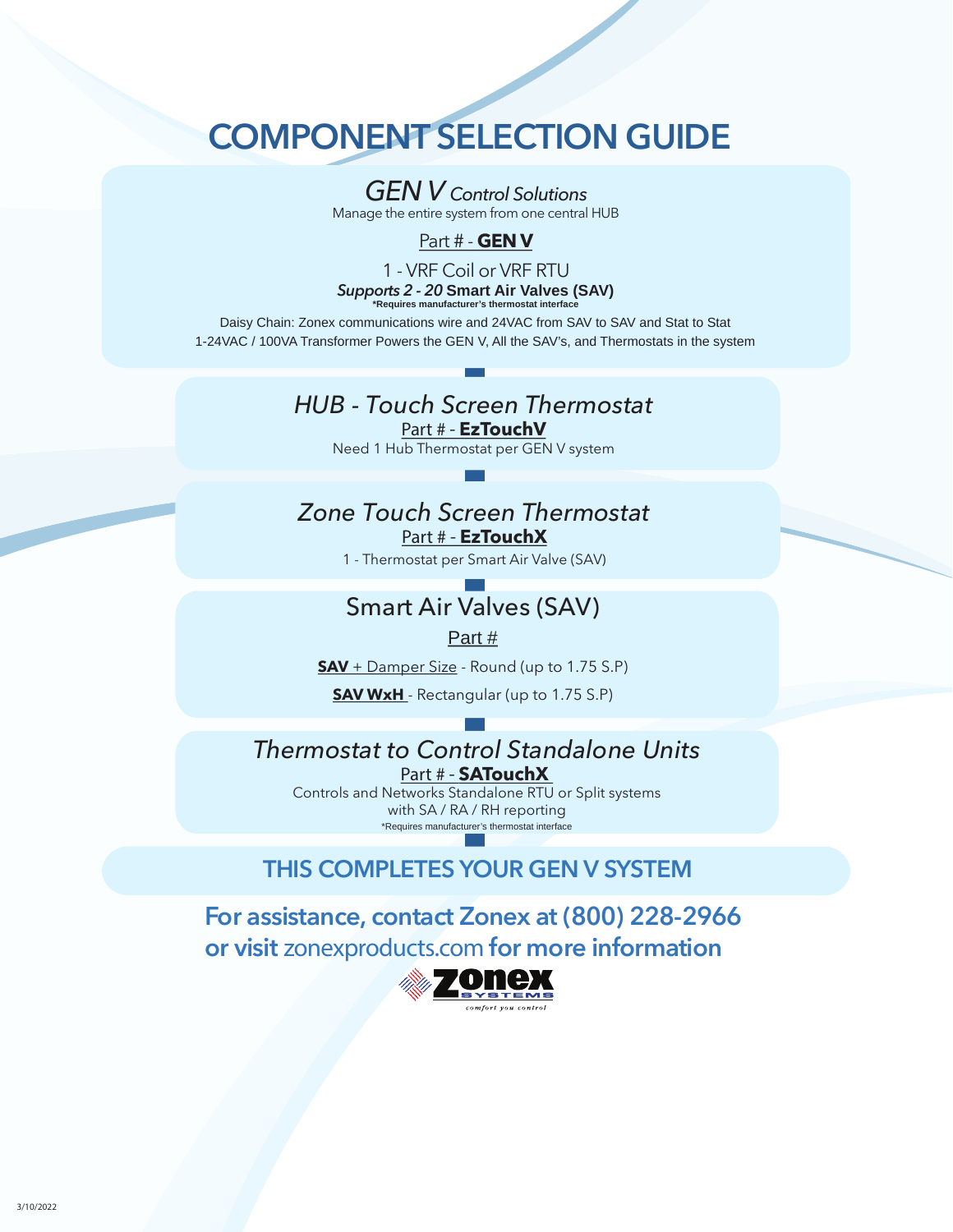# COMPONENT SELECTION GUIDE

## *GEN V* *Control Solutions*

Manage the entire system from one central HUB

Part # - **GEN V**

1 - VRF Coil or VRF RTU

***Supports 2 - 20* Smart Air Valves (SAV)**

***Requires manufacturer's thermostat interface**

Daisy Chain: Zonex communications wire and 24VAC from SAV to SAV and Stat to Stat

1-24VAC / 100VA Transformer Powers the GEN V, All the SAV's, and Thermostats in the system

## *HUB - Touch Screen Thermostat*

Part # - **EzTouchV**

Need 1 Hub Thermostat per GEN V system

## *Zone Touch Screen Thermostat*

Part # - **EzTouchX**

1 - Thermostat per Smart Air Valve (SAV)

## Smart Air Valves (SAV)

Part #

**SAV** + Damper Size - Round (up to 1.75 S.P)

**SAV WxH** - Rectangular (up to 1.75 S.P)

## *Thermostat to Control Standalone Units*

Part # - **SATouchX**

Controls and Networks Standalone RTU or Split systems with SA / RA / RH reporting

*Requires manufacturer's thermostat interface

## THIS COMPLETES YOUR GEN V SYSTEM

**For assistance, contact Zonex at (800) 228-2966 or visit** zonexproducts.com **for more information**

Zonex SYSTEMS

comfort you control

3/10/2022